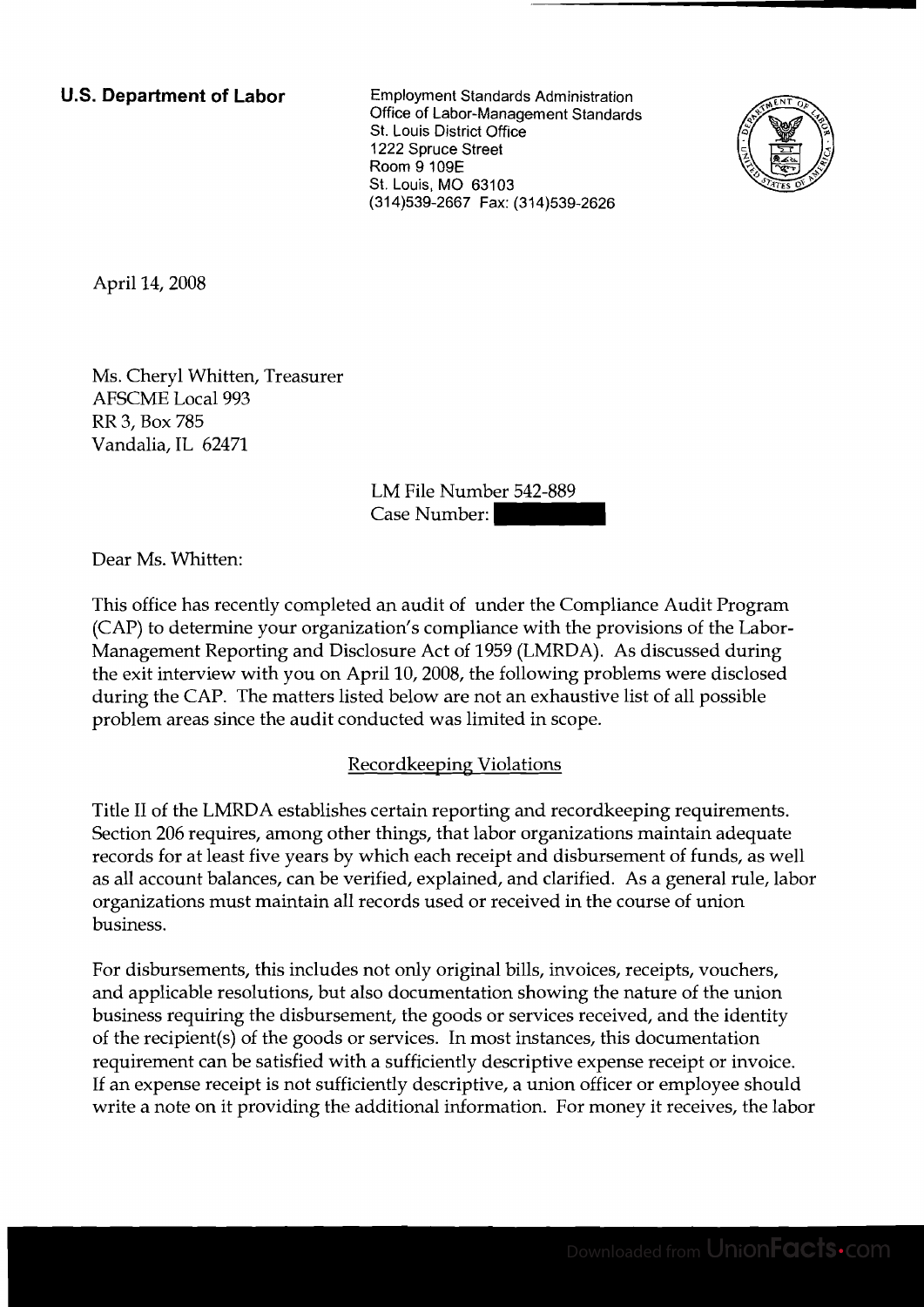**U.S. Department of Labor**

Employment Standards Administration
Office of Labor-Management Standards
St. Louis District Office
1222 Spruce Street
Room 9 109E
St. Louis, MO 63103
(314)539-2667 Fax: (314)539-2626

April 14, 2008

Ms. Cheryl Whitten, Treasurer
AFSCME Local 993
RR 3, Box 785
Vandalia, IL 62471

LM File Number 542-889
Case Number:

Dear Ms. Whitten:

This office has recently completed an audit of under the Compliance Audit Program (CAP) to determine your organization's compliance with the provisions of the Labor-Management Reporting and Disclosure Act of 1959 (LMRDA). As discussed during the exit interview with you on April 10, 2008, the following problems were disclosed during the CAP. The matters listed below are not an exhaustive list of all possible problem areas since the audit conducted was limited in scope.

Recordkeeping Violations

Title II of the LMRDA establishes certain reporting and recordkeeping requirements. Section 206 requires, among other things, that labor organizations maintain adequate records for at least five years by which each receipt and disbursement of funds, as well as all account balances, can be verified, explained, and clarified. As a general rule, labor organizations must maintain all records used or received in the course of union business.

For disbursements, this includes not only original bills, invoices, receipts, vouchers, and applicable resolutions, but also documentation showing the nature of the union business requiring the disbursement, the goods or services received, and the identity of the recipient(s) of the goods or services. In most instances, this documentation requirement can be satisfied with a sufficiently descriptive expense receipt or invoice. If an expense receipt is not sufficiently descriptive, a union officer or employee should write a note on it providing the additional information. For money it receives, the labor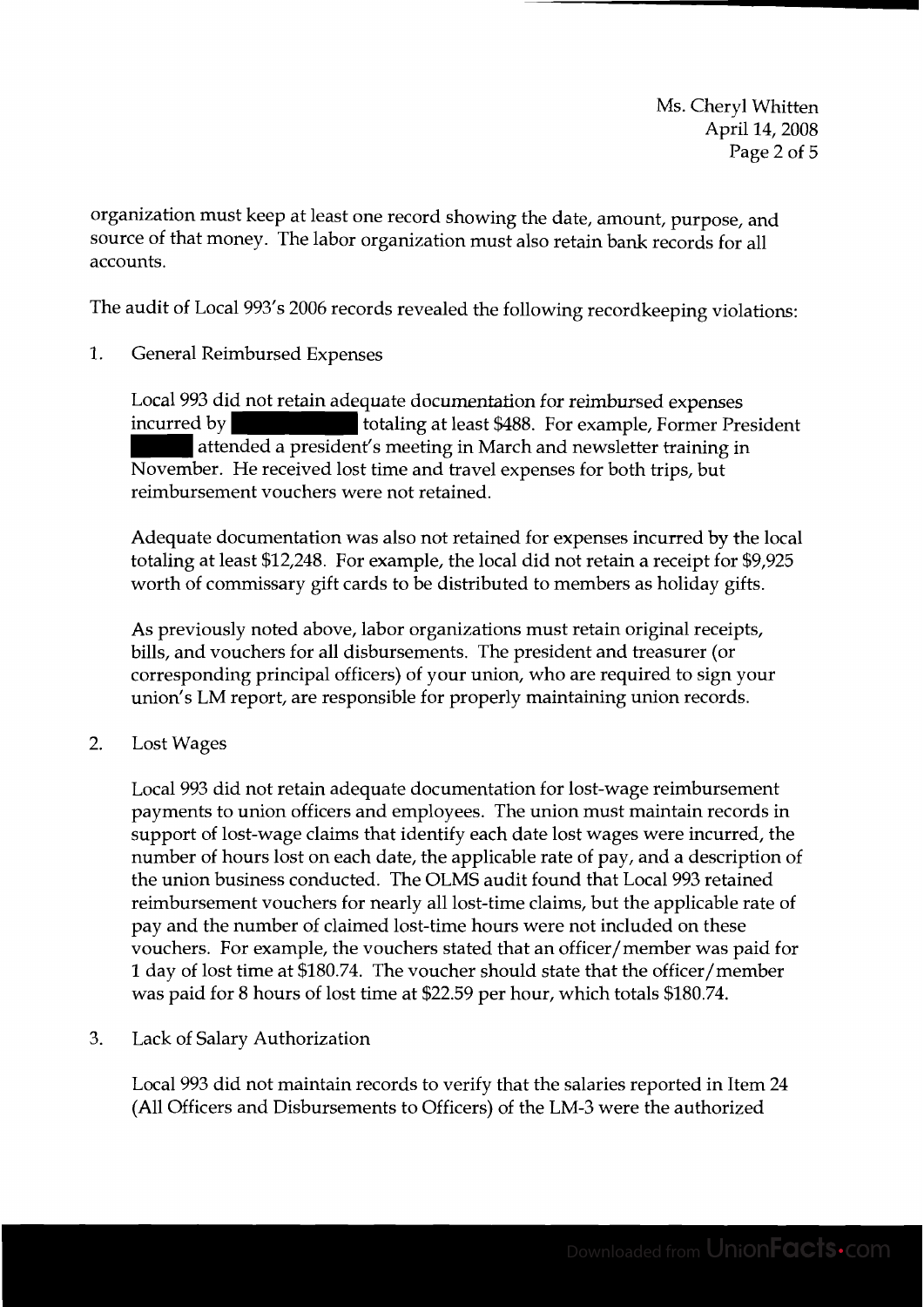organization must keep at least one record showing the date, amount, purpose, and source of that money. The labor organization must also retain bank records for all accounts.

The audit of Local 993's 2006 records revealed the following recordkeeping violations:

1. General Reimbursed Expenses

   Local 993 did not retain adequate documentation for reimbursed expenses incurred by [redacted] totaling at least $488. For example, Former President [redacted] attended a president's meeting in March and newsletter training in November. He received lost time and travel expenses for both trips, but reimbursement vouchers were not retained.

   Adequate documentation was also not retained for expenses incurred by the local totaling at least $12,248. For example, the local did not retain a receipt for $9,925 worth of commissary gift cards to be distributed to members as holiday gifts.

   As previously noted above, labor organizations must retain original receipts, bills, and vouchers for all disbursements. The president and treasurer (or corresponding principal officers) of your union, who are required to sign your union's LM report, are responsible for properly maintaining union records.

2. Lost Wages

   Local 993 did not retain adequate documentation for lost-wage reimbursement payments to union officers and employees. The union must maintain records in support of lost-wage claims that identify each date lost wages were incurred, the number of hours lost on each date, the applicable rate of pay, and a description of the union business conducted. The OLMS audit found that Local 993 retained reimbursement vouchers for nearly all lost-time claims, but the applicable rate of pay and the number of claimed lost-time hours were not included on these vouchers. For example, the vouchers stated that an officer/member was paid for 1 day of lost time at $180.74. The voucher should state that the officer/member was paid for 8 hours of lost time at $22.59 per hour, which totals $180.74.

3. Lack of Salary Authorization

   Local 993 did not maintain records to verify that the salaries reported in Item 24 (All Officers and Disbursements to Officers) of the LM-3 were the authorized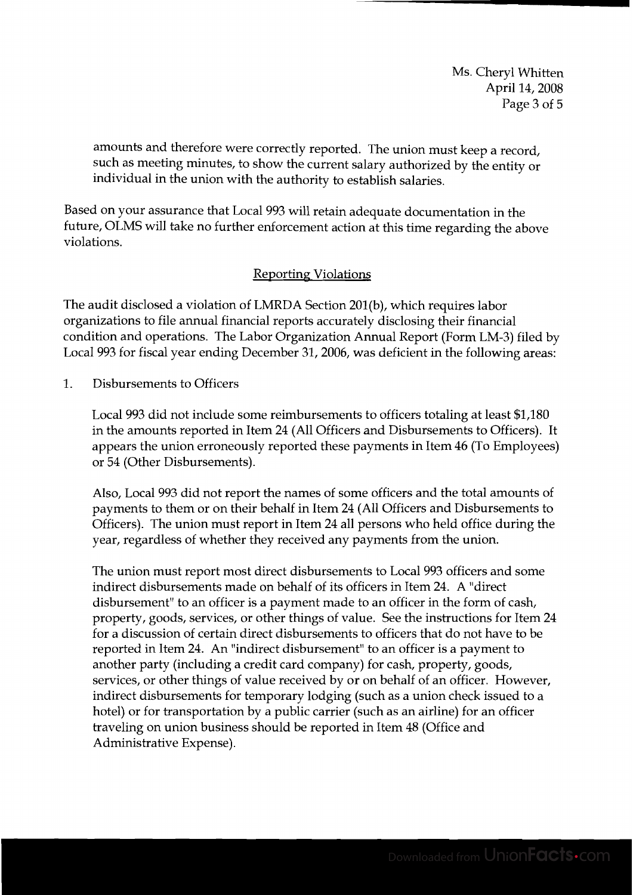amounts and therefore were correctly reported. The union must keep a record, such as meeting minutes, to show the current salary authorized by the entity or individual in the union with the authority to establish salaries.

Based on your assurance that Local 993 will retain adequate documentation in the future, OLMS will take no further enforcement action at this time regarding the above violations.

## Reporting Violations

The audit disclosed a violation of LMRDA Section 201(b), which requires labor organizations to file annual financial reports accurately disclosing their financial condition and operations. The Labor Organization Annual Report (Form LM-3) filed by Local 993 for fiscal year ending December 31, 2006, was deficient in the following areas:

1. Disbursements to Officers

   Local 993 did not include some reimbursements to officers totaling at least $1,180 in the amounts reported in Item 24 (All Officers and Disbursements to Officers). It appears the union erroneously reported these payments in Item 46 (To Employees) or 54 (Other Disbursements).

   Also, Local 993 did not report the names of some officers and the total amounts of payments to them or on their behalf in Item 24 (All Officers and Disbursements to Officers). The union must report in Item 24 all persons who held office during the year, regardless of whether they received any payments from the union.

   The union must report most direct disbursements to Local 993 officers and some indirect disbursements made on behalf of its officers in Item 24. A "direct disbursement" to an officer is a payment made to an officer in the form of cash, property, goods, services, or other things of value. See the instructions for Item 24 for a discussion of certain direct disbursements to officers that do not have to be reported in Item 24. An "indirect disbursement" to an officer is a payment to another party (including a credit card company) for cash, property, goods, services, or other things of value received by or on behalf of an officer. However, indirect disbursements for temporary lodging (such as a union check issued to a hotel) or for transportation by a public carrier (such as an airline) for an officer traveling on union business should be reported in Item 48 (Office and Administrative Expense).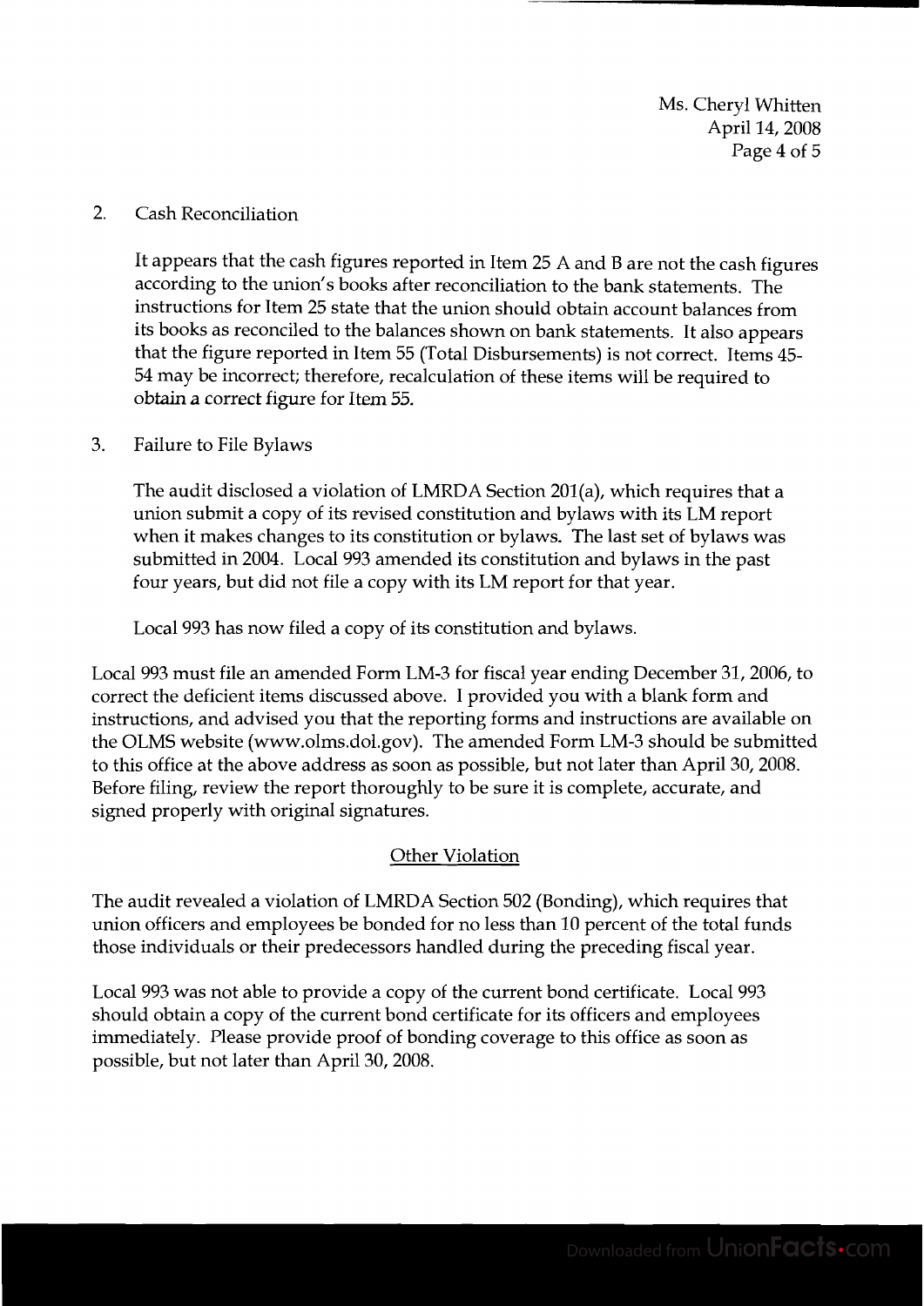2. Cash Reconciliation

   It appears that the cash figures reported in Item 25 A and B are not the cash figures according to the union's books after reconciliation to the bank statements. The instructions for Item 25 state that the union should obtain account balances from its books as reconciled to the balances shown on bank statements. It also appears that the figure reported in Item 55 (Total Disbursements) is not correct. Items 45-54 may be incorrect; therefore, recalculation of these items will be required to obtain a correct figure for Item 55.

3. Failure to File Bylaws

   The audit disclosed a violation of LMRDA Section 201(a), which requires that a union submit a copy of its revised constitution and bylaws with its LM report when it makes changes to its constitution or bylaws. The last set of bylaws was submitted in 2004. Local 993 amended its constitution and bylaws in the past four years, but did not file a copy with its LM report for that year.

   Local 993 has now filed a copy of its constitution and bylaws.

Local 993 must file an amended Form LM-3 for fiscal year ending December 31, 2006, to correct the deficient items discussed above. I provided you with a blank form and instructions, and advised you that the reporting forms and instructions are available on the OLMS website (www.olms.dol.gov). The amended Form LM-3 should be submitted to this office at the above address as soon as possible, but not later than April 30, 2008. Before filing, review the report thoroughly to be sure it is complete, accurate, and signed properly with original signatures.

## Other Violation

The audit revealed a violation of LMRDA Section 502 (Bonding), which requires that union officers and employees be bonded for no less than 10 percent of the total funds those individuals or their predecessors handled during the preceding fiscal year.

Local 993 was not able to provide a copy of the current bond certificate. Local 993 should obtain a copy of the current bond certificate for its officers and employees immediately. Please provide proof of bonding coverage to this office as soon as possible, but not later than April 30, 2008.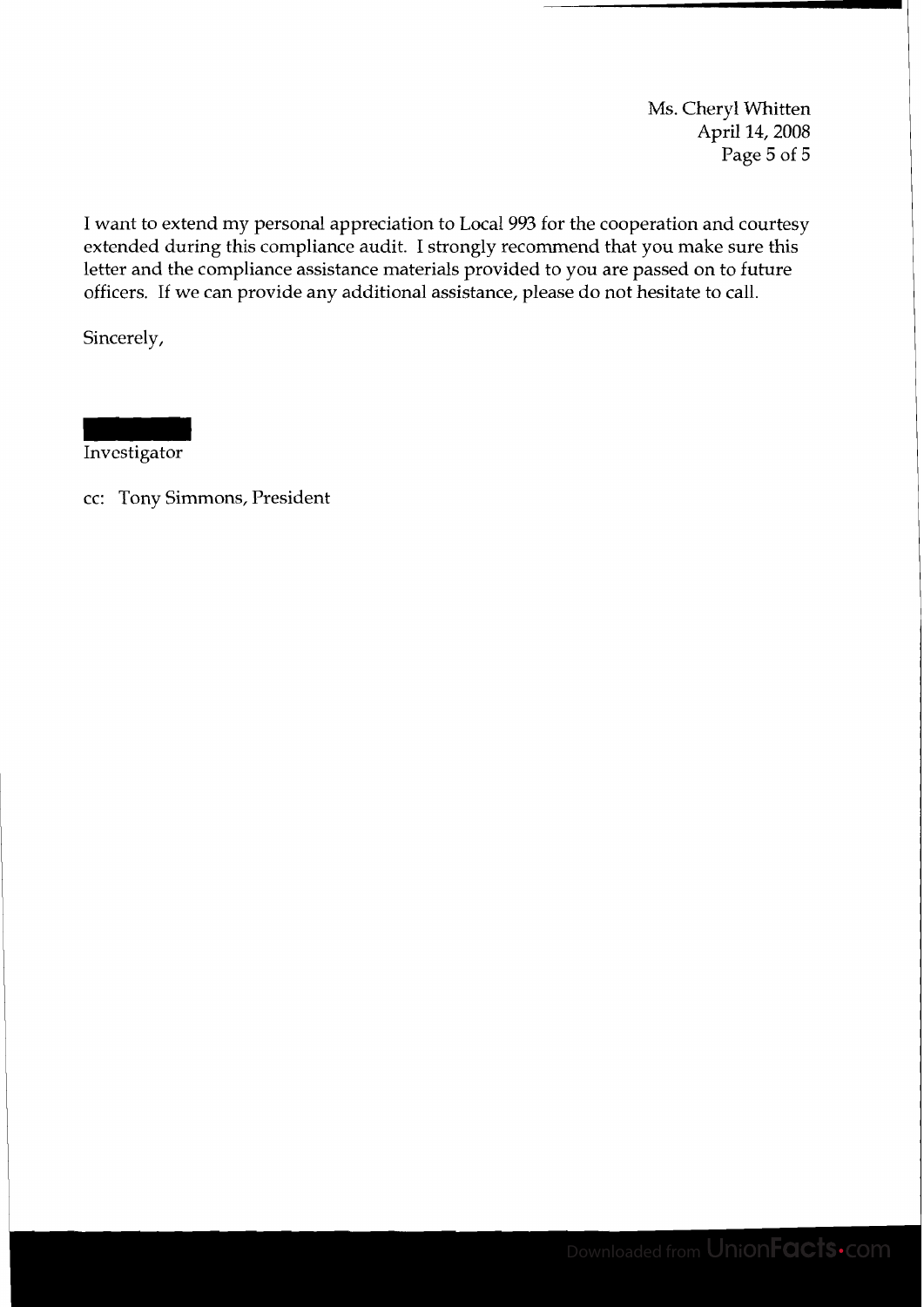I want to extend my personal appreciation to Local 993 for the cooperation and courtesy extended during this compliance audit. I strongly recommend that you make sure this letter and the compliance assistance materials provided to you are passed on to future officers. If we can provide any additional assistance, please do not hesitate to call.

Sincerely,

Investigator

cc: Tony Simmons, President